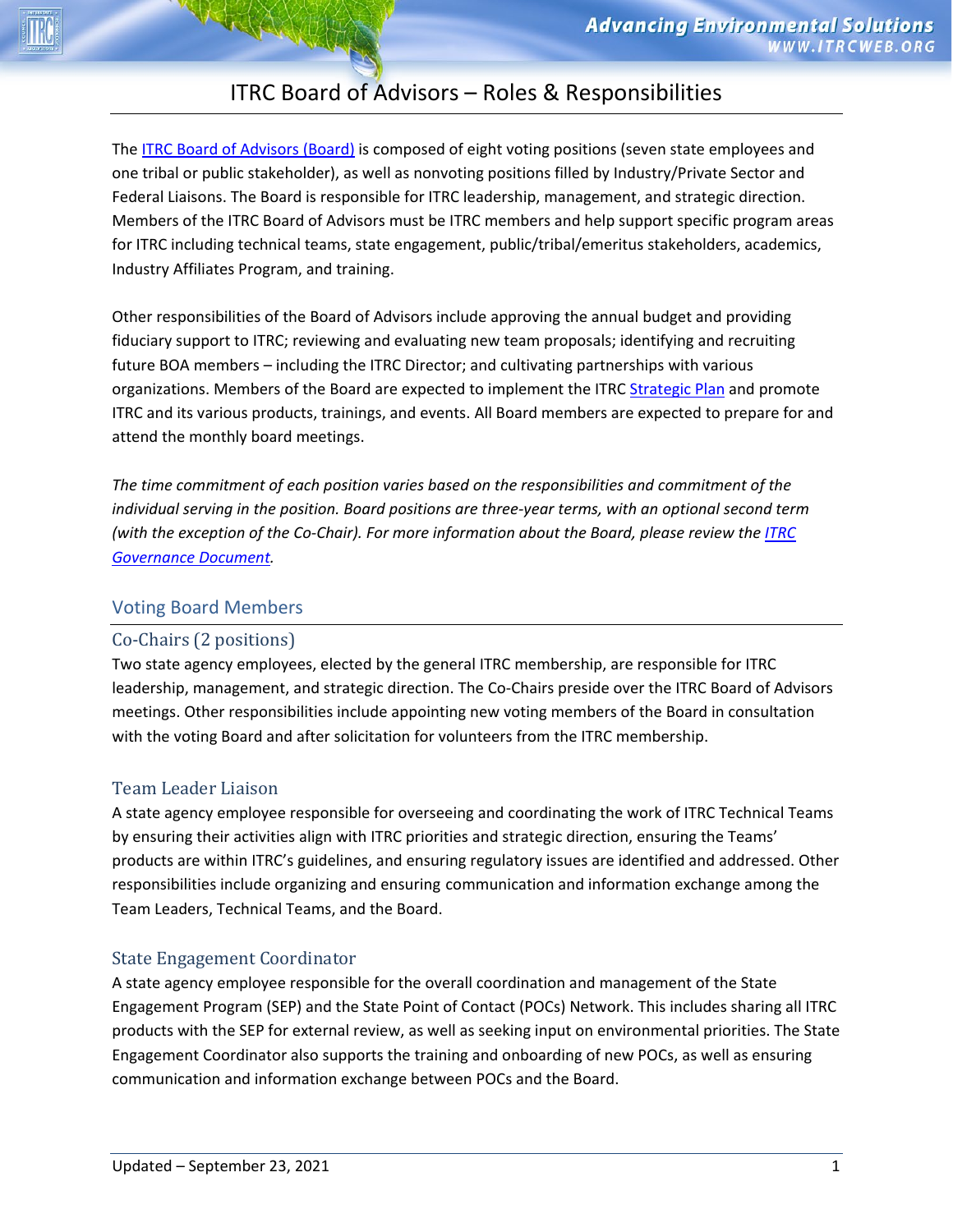# ITRC Board of Advisors – Roles & Responsibilities

The ITRC Board of Advisors (Board) is composed of eight voting positions (seven state employees and one tribal or public stakeholder), as well as nonvoting positions filled by Industry/Private Sector and Federal Liaisons. The Board is responsible for ITRC leadership, management, and strategic direction. Members of the ITRC Board of Advisors must be ITRC members and help support specific program areas for ITRC including technical teams, state engagement, public/tribal/emeritus stakeholders, academics, Industry Affiliates Program, and training.

Other responsibilities of the Board of Advisors include approving the annual budget and providing fiduciary support to ITRC; reviewing and evaluating new team proposals; identifying and recruiting future BOA members – including the ITRC Director; and cultivating partnerships with various organizations. Members of the Board are expected to implement the ITRC Strategic Plan and promote ITRC and its various products, trainings, and events. All Board members are expected to prepare for and attend the monthly board meetings.

*The time commitment of each position varies based on the responsibilities and commitment of the individual serving in the position. Board positions are three-year terms, with an optional second term (with the exception of the Co-Chair). For more information about the Board, please review the ITRC Governance Document.*

## Voting Board Members

### Co-Chairs (2 positions)

Two state agency employees, elected by the general ITRC membership, are responsible for ITRC leadership, management, and strategic direction. The Co-Chairs preside over the ITRC Board of Advisors meetings. Other responsibilities include appointing new voting members of the Board in consultation with the voting Board and after solicitation for volunteers from the ITRC membership.

### Team Leader Liaison

A state agency employee responsible for overseeing and coordinating the work of ITRC Technical Teams by ensuring their activities align with ITRC priorities and strategic direction, ensuring the Teams' products are within ITRC's guidelines, and ensuring regulatory issues are identified and addressed. Other responsibilities include organizing and ensuring communication and information exchange among the Team Leaders, Technical Teams, and the Board.

### State Engagement Coordinator

A state agency employee responsible for the overall coordination and management of the State Engagement Program (SEP) and the State Point of Contact (POCs) Network. This includes sharing all ITRC products with the SEP for external review, as well as seeking input on environmental priorities. The State Engagement Coordinator also supports the training and onboarding of new POCs, as well as ensuring communication and information exchange between POCs and the Board.

Updated – September 23, 2021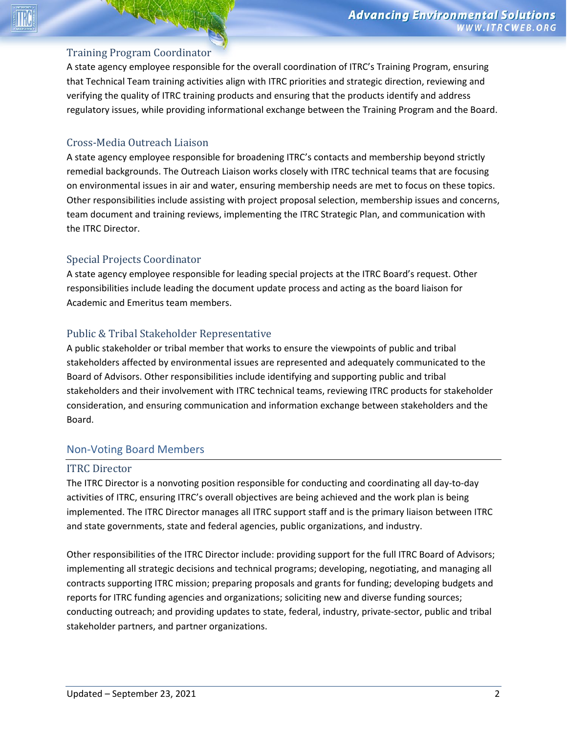### Training Program Coordinator

A state agency employee responsible for the overall coordination of ITRC's Training Program, ensuring that Technical Team training activities align with ITRC priorities and strategic direction, reviewing and verifying the quality of ITRC training products and ensuring that the products identify and address regulatory issues, while providing informational exchange between the Training Program and the Board.

### Cross-Media Outreach Liaison

A state agency employee responsible for broadening ITRC's contacts and membership beyond strictly remedial backgrounds. The Outreach Liaison works closely with ITRC technical teams that are focusing on environmental issues in air and water, ensuring membership needs are met to focus on these topics. Other responsibilities include assisting with project proposal selection, membership issues and concerns, team document and training reviews, implementing the ITRC Strategic Plan, and communication with the ITRC Director.

### Special Projects Coordinator

A state agency employee responsible for leading special projects at the ITRC Board's request. Other responsibilities include leading the document update process and acting as the board liaison for Academic and Emeritus team members.

### Public & Tribal Stakeholder Representative

A public stakeholder or tribal member that works to ensure the viewpoints of public and tribal stakeholders affected by environmental issues are represented and adequately communicated to the Board of Advisors. Other responsibilities include identifying and supporting public and tribal stakeholders and their involvement with ITRC technical teams, reviewing ITRC products for stakeholder consideration, and ensuring communication and information exchange between stakeholders and the Board.

## Non-Voting Board Members

### ITRC Director

The ITRC Director is a nonvoting position responsible for conducting and coordinating all day-to-day activities of ITRC, ensuring ITRC's overall objectives are being achieved and the work plan is being implemented. The ITRC Director manages all ITRC support staff and is the primary liaison between ITRC and state governments, state and federal agencies, public organizations, and industry.

Other responsibilities of the ITRC Director include: providing support for the full ITRC Board of Advisors; implementing all strategic decisions and technical programs; developing, negotiating, and managing all contracts supporting ITRC mission; preparing proposals and grants for funding; developing budgets and reports for ITRC funding agencies and organizations; soliciting new and diverse funding sources; conducting outreach; and providing updates to state, federal, industry, private-sector, public and tribal stakeholder partners, and partner organizations.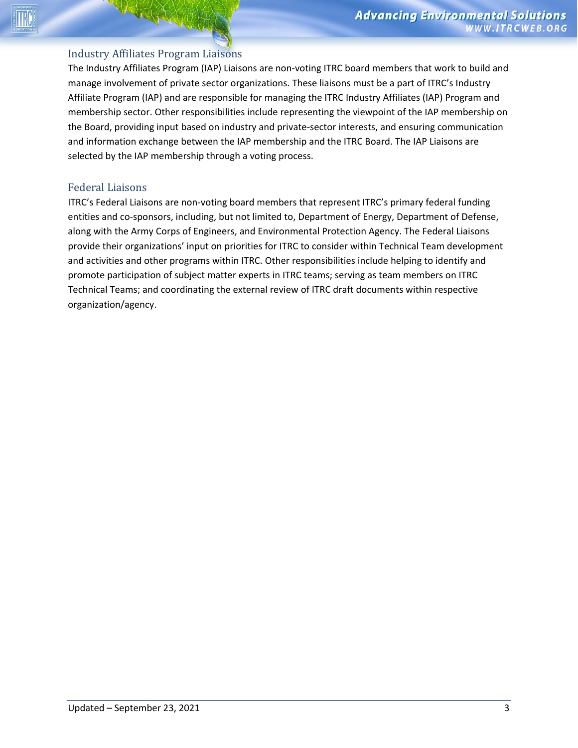## Industry Affiliates Program Liaisons

The Industry Affiliates Program (IAP) Liaisons are non-voting ITRC board members that work to build and manage involvement of private sector organizations. These liaisons must be a part of ITRC's Industry Affiliate Program (IAP) and are responsible for managing the ITRC Industry Affiliates (IAP) Program and membership sector. Other responsibilities include representing the viewpoint of the IAP membership on the Board, providing input based on industry and private-sector interests, and ensuring communication and information exchange between the IAP membership and the ITRC Board. The IAP Liaisons are selected by the IAP membership through a voting process.

## Federal Liaisons

ITRC's Federal Liaisons are non-voting board members that represent ITRC's primary federal funding entities and co-sponsors, including, but not limited to, Department of Energy, Department of Defense, along with the Army Corps of Engineers, and Environmental Protection Agency. The Federal Liaisons provide their organizations' input on priorities for ITRC to consider within Technical Team development and activities and other programs within ITRC. Other responsibilities include helping to identify and promote participation of subject matter experts in ITRC teams; serving as team members on ITRC Technical Teams; and coordinating the external review of ITRC draft documents within respective organization/agency.